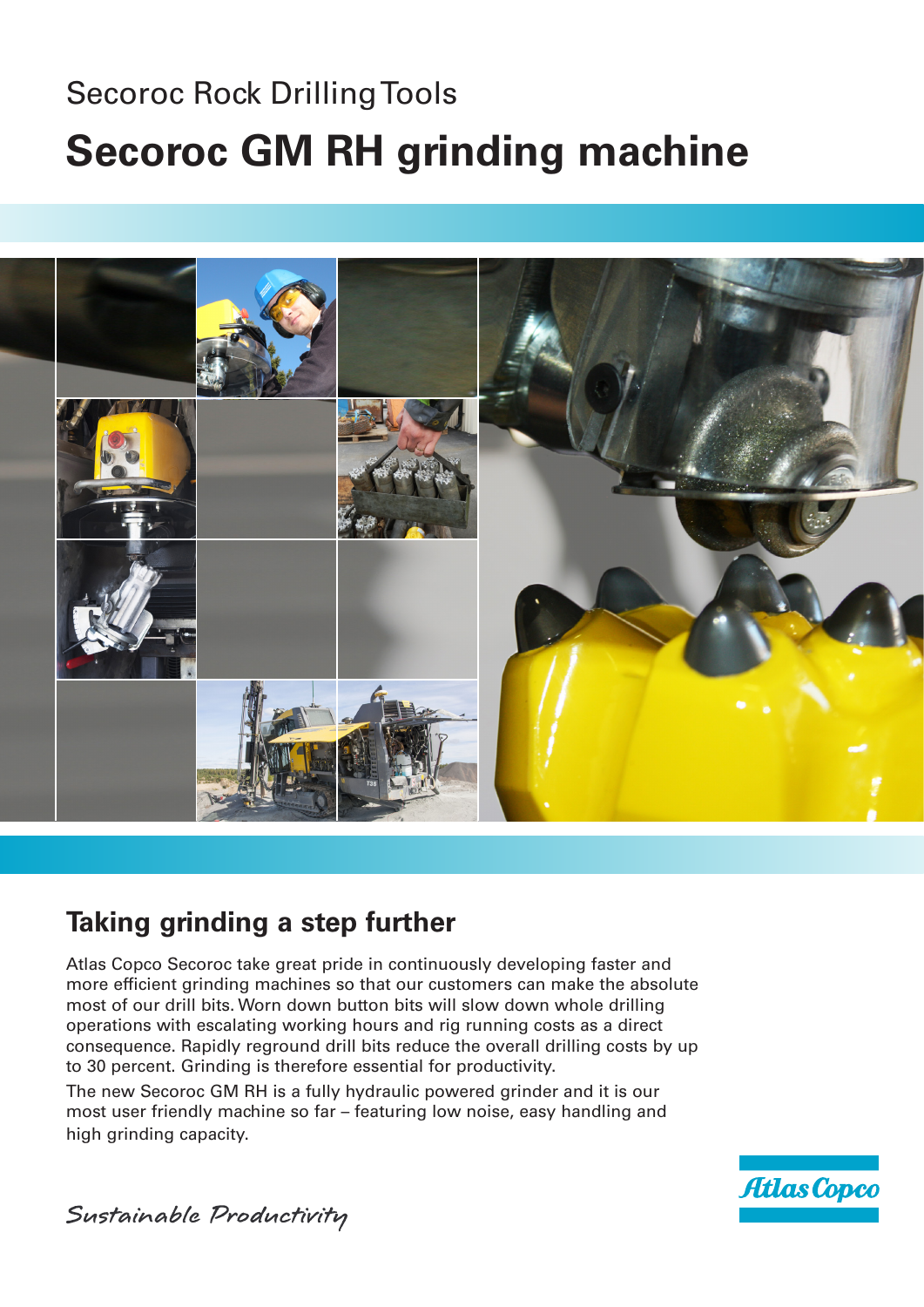Secoroc Rock Drilling Tools

# Secoroc GM RH grinding machine

## Taking grinding a step further

Atlas Copco Secoroc take great pride in continuously developing faster and more efficient grinding machines so that our customers can make the absolute most of our drill bits. Worn down button bits will slow down whole drilling operations with escalating working hours and rig running costs as a direct consequence. Rapidly reground drill bits reduce the overall drilling costs by up to 30 percent. Grinding is therefore essential for productivity.

The new Secoroc GM RH is a fully hydraulic powered grinder and it is our most user friendly machine so far – featuring low noise, easy handling and high grinding capacity.

*Sustainable Productivity*

Atlas Copco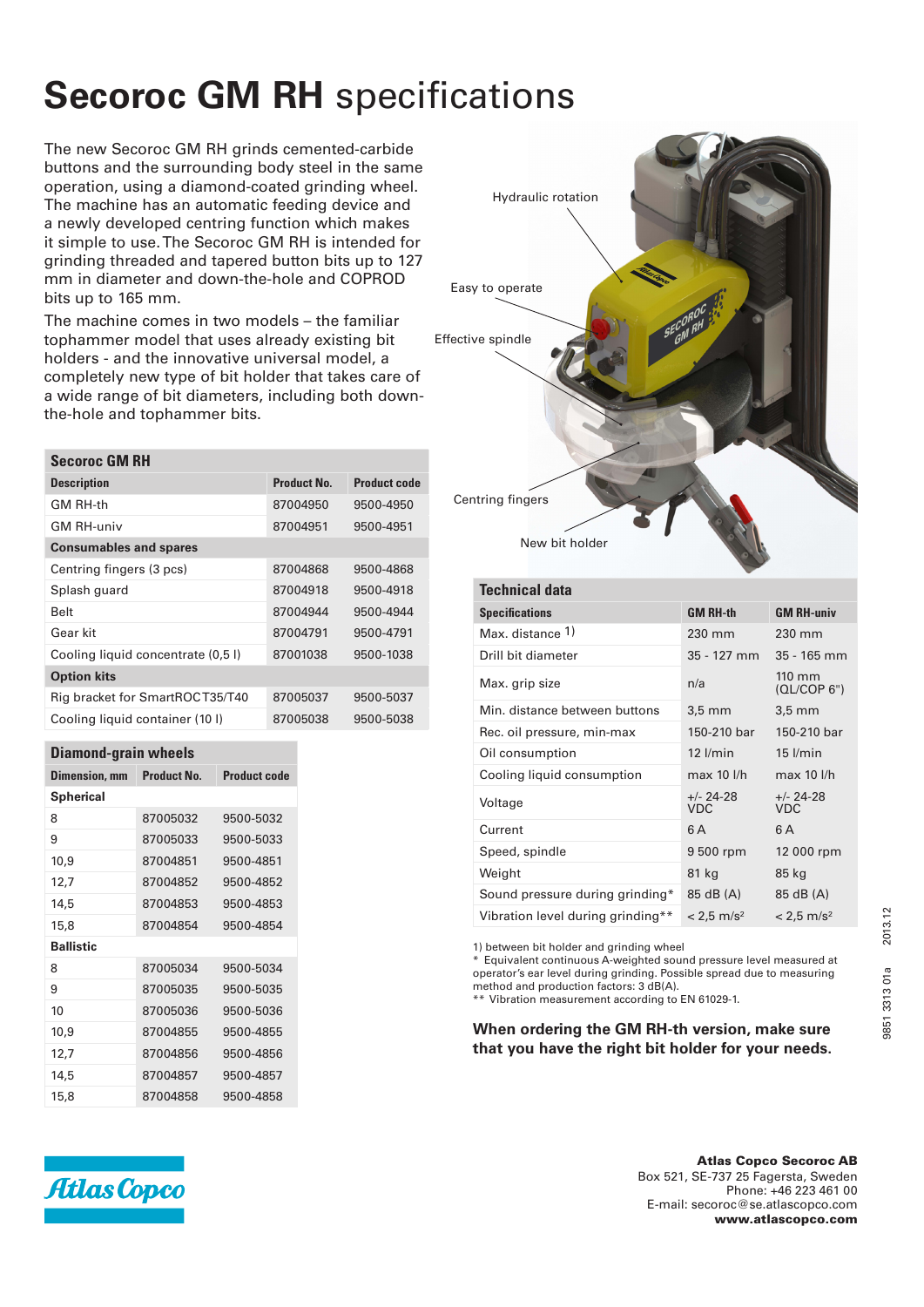# **Secoroc GM RH** specifications

The new Secoroc GM RH grinds cemented-carbide buttons and the surrounding body steel in the same operation, using a diamond-coated grinding wheel. The machine has an automatic feeding device and a newly developed centring function which makes it simple to use. The Secoroc GM RH is intended for grinding threaded and tapered button bits up to 127 mm in diameter and down-the-hole and COPROD bits up to 165 mm.

The machine comes in two models – the familiar tophammer model that uses already existing bit holders - and the innovative universal model, a completely new type of bit holder that takes care of a wide range of bit diameters, including both down-the-hole and tophammer bits.

Hydraulic rotation

Easy to operate

Effective spindle

Centring fingers

New bit holder

## Secoroc GM RH

| Description | Product No. | Product code |
|---|---|---|
| GM RH-th | 87004950 | 9500-4950 |
| GM RH-univ | 87004951 | 9500-4951 |
| **Consumables and spares** | | |
| Centring fingers (3 pcs) | 87004868 | 9500-4868 |
| Splash guard | 87004918 | 9500-4918 |
| Belt | 87004944 | 9500-4944 |
| Gear kit | 87004791 | 9500-4791 |
| Cooling liquid concentrate (0,5 l) | 87001038 | 9500-1038 |
| **Option kits** | | |
| Rig bracket for SmartROC T35/T40 | 87005037 | 9500-5037 |
| Cooling liquid container (10 l) | 87005038 | 9500-5038 |

## Diamond-grain wheels

| Dimension, mm | Product No. | Product code |
|---|---|---|
| **Spherical** | | |
| 8 | 87005032 | 9500-5032 |
| 9 | 87005033 | 9500-5033 |
| 10,9 | 87004851 | 9500-4851 |
| 12,7 | 87004852 | 9500-4852 |
| 14,5 | 87004853 | 9500-4853 |
| 15,8 | 87004854 | 9500-4854 |
| **Ballistic** | | |
| 8 | 87005034 | 9500-5034 |
| 9 | 87005035 | 9500-5035 |
| 10 | 87005036 | 9500-5036 |
| 10,9 | 87004855 | 9500-4855 |
| 12,7 | 87004856 | 9500-4856 |
| 14,5 | 87004857 | 9500-4857 |
| 15,8 | 87004858 | 9500-4858 |

## Technical data

| Specifications | GM RH-th | GM RH-univ |
|---|---|---|
| Max. distance 1) | 230 mm | 230 mm |
| Drill bit diameter | 35 - 127 mm | 35 - 165 mm |
| Max. grip size | n/a | 110 mm (QL/COP 6") |
| Min. distance between buttons | 3,5 mm | 3,5 mm |
| Rec. oil pressure, min-max | 150-210 bar | 150-210 bar |
| Oil consumption | 12 l/min | 15 l/min |
| Cooling liquid consumption | max 10 l/h | max 10 l/h |
| Voltage | +/- 24-28 VDC | +/- 24-28 VDC |
| Current | 6 A | 6 A |
| Speed, spindle | 9 500 rpm | 12 000 rpm |
| Weight | 81 kg | 85 kg |
| Sound pressure during grinding* | 85 dB (A) | 85 dB (A) |
| Vibration level during grinding** | < 2,5 m/s² | < 2,5 m/s² |

1) between bit holder and grinding wheel
* Equivalent continuous A-weighted sound pressure level measured at operator's ear level during grinding. Possible spread due to measuring method and production factors: 3 dB(A).
** Vibration measurement according to EN 61029-1.

**When ordering the GM RH-th version, make sure that you have the right bit holder for your needs.**

9851 3313 01a 2013.12

Atlas Copco

**Atlas Copco Secoroc AB**
Box 521, SE-737 25 Fagersta, Sweden
Phone: +46 223 461 00
E-mail: secoroc@se.atlascopco.com
**www.atlascopco.com**